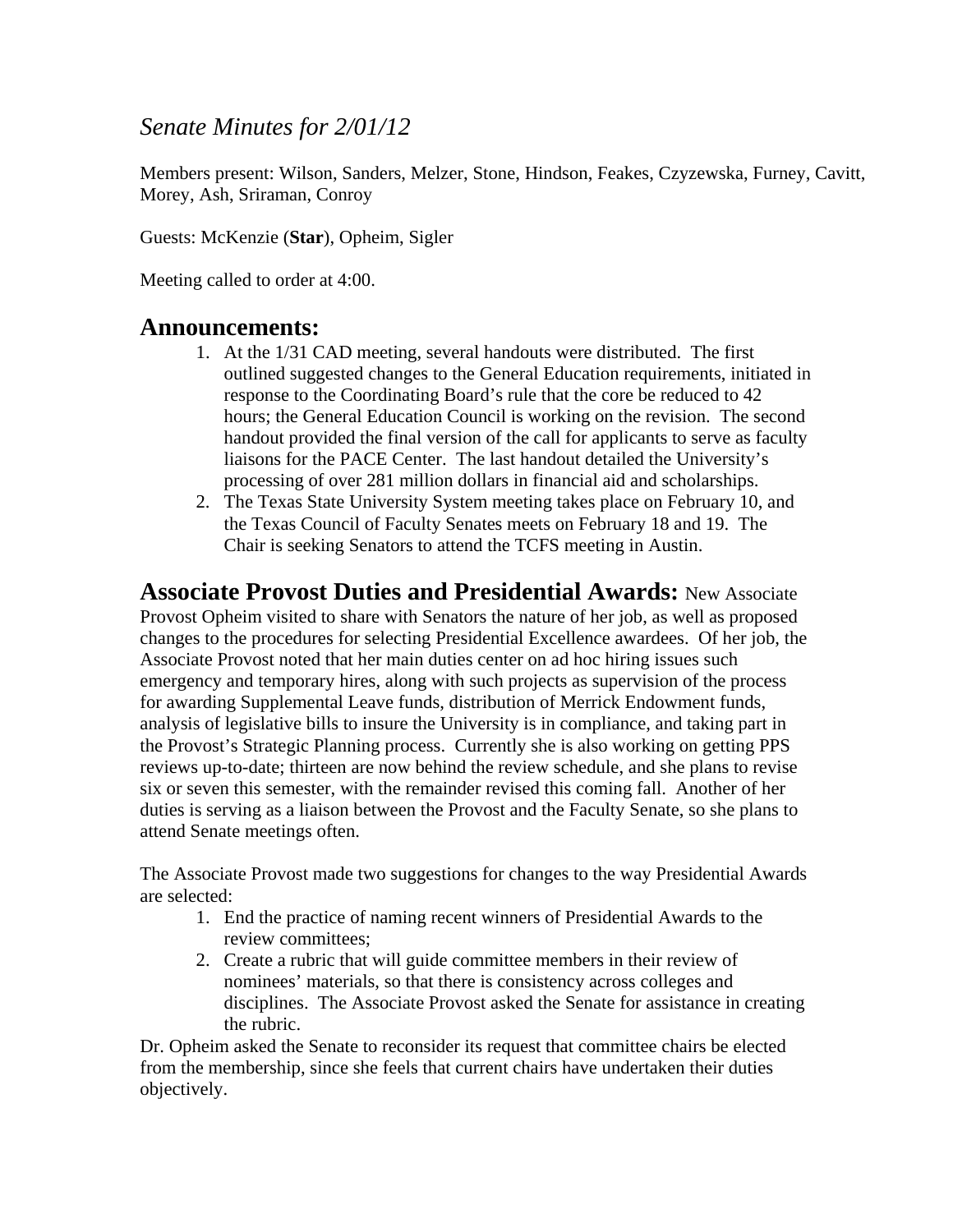*Senate Minutes for 2/01/12*

Members present: Wilson, Sanders, Melzer, Stone, Hindson, Feakes, Czyzewska, Furney, Cavitt, Morey, Ash, Sriraman, Conroy

Guests: McKenzie (**Star**), Opheim, Sigler

Meeting called to order at 4:00.

## Announcements:

1. At the 1/31 CAD meeting, several handouts were distributed. The first outlined suggested changes to the General Education requirements, initiated in response to the Coordinating Board's rule that the core be reduced to 42 hours; the General Education Council is working on the revision. The second handout provided the final version of the call for applicants to serve as faculty liaisons for the PACE Center. The last handout detailed the University's processing of over 281 million dollars in financial aid and scholarships.
2. The Texas State University System meeting takes place on February 10, and the Texas Council of Faculty Senates meets on February 18 and 19. The Chair is seeking Senators to attend the TCFS meeting in Austin.

**Associate Provost Duties and Presidential Awards:** New Associate Provost Opheim visited to share with Senators the nature of her job, as well as proposed changes to the procedures for selecting Presidential Excellence awardees. Of her job, the Associate Provost noted that her main duties center on ad hoc hiring issues such emergency and temporary hires, along with such projects as supervision of the process for awarding Supplemental Leave funds, distribution of Merrick Endowment funds, analysis of legislative bills to insure the University is in compliance, and taking part in the Provost's Strategic Planning process. Currently she is also working on getting PPS reviews up-to-date; thirteen are now behind the review schedule, and she plans to revise six or seven this semester, with the remainder revised this coming fall. Another of her duties is serving as a liaison between the Provost and the Faculty Senate, so she plans to attend Senate meetings often.

The Associate Provost made two suggestions for changes to the way Presidential Awards are selected:

1. End the practice of naming recent winners of Presidential Awards to the review committees;
2. Create a rubric that will guide committee members in their review of nominees' materials, so that there is consistency across colleges and disciplines. The Associate Provost asked the Senate for assistance in creating the rubric.

Dr. Opheim asked the Senate to reconsider its request that committee chairs be elected from the membership, since she feels that current chairs have undertaken their duties objectively.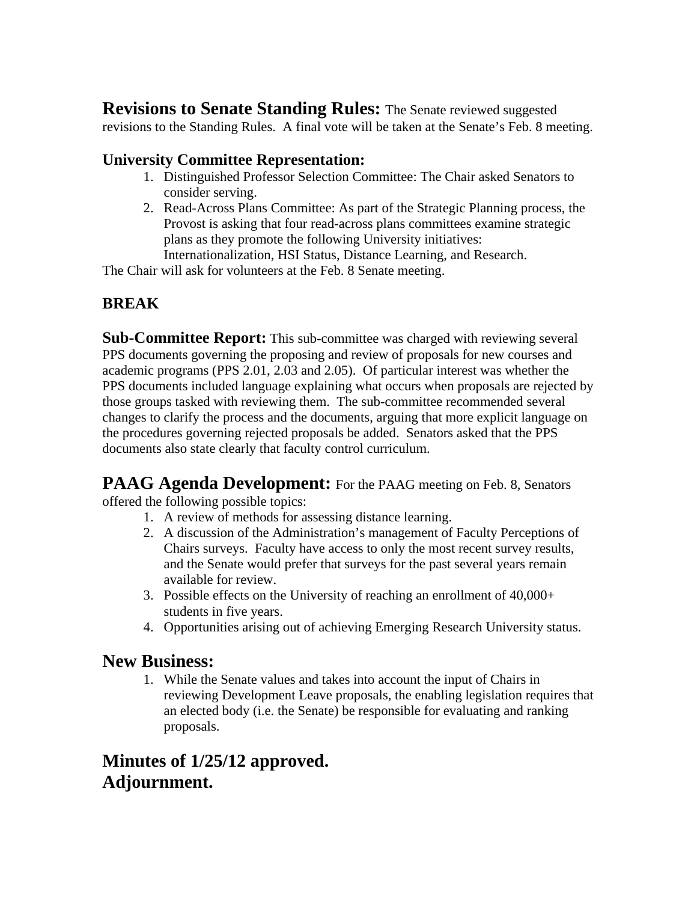**Revisions to Senate Standing Rules:** The Senate reviewed suggested revisions to the Standing Rules. A final vote will be taken at the Senate's Feb. 8 meeting.

### University Committee Representation:

1. Distinguished Professor Selection Committee: The Chair asked Senators to consider serving.
2. Read-Across Plans Committee: As part of the Strategic Planning process, the Provost is asking that four read-across plans committees examine strategic plans as they promote the following University initiatives: Internationalization, HSI Status, Distance Learning, and Research.

The Chair will ask for volunteers at the Feb. 8 Senate meeting.

### BREAK

**Sub-Committee Report:** This sub-committee was charged with reviewing several PPS documents governing the proposing and review of proposals for new courses and academic programs (PPS 2.01, 2.03 and 2.05). Of particular interest was whether the PPS documents included language explaining what occurs when proposals are rejected by those groups tasked with reviewing them. The sub-committee recommended several changes to clarify the process and the documents, arguing that more explicit language on the procedures governing rejected proposals be added. Senators asked that the PPS documents also state clearly that faculty control curriculum.

**PAAG Agenda Development:** For the PAAG meeting on Feb. 8, Senators offered the following possible topics:

1. A review of methods for assessing distance learning.
2. A discussion of the Administration's management of Faculty Perceptions of Chairs surveys. Faculty have access to only the most recent survey results, and the Senate would prefer that surveys for the past several years remain available for review.
3. Possible effects on the University of reaching an enrollment of 40,000+ students in five years.
4. Opportunities arising out of achieving Emerging Research University status.

## New Business:

1. While the Senate values and takes into account the input of Chairs in reviewing Development Leave proposals, the enabling legislation requires that an elected body (i.e. the Senate) be responsible for evaluating and ranking proposals.

## Minutes of 1/25/12 approved.
## Adjournment.